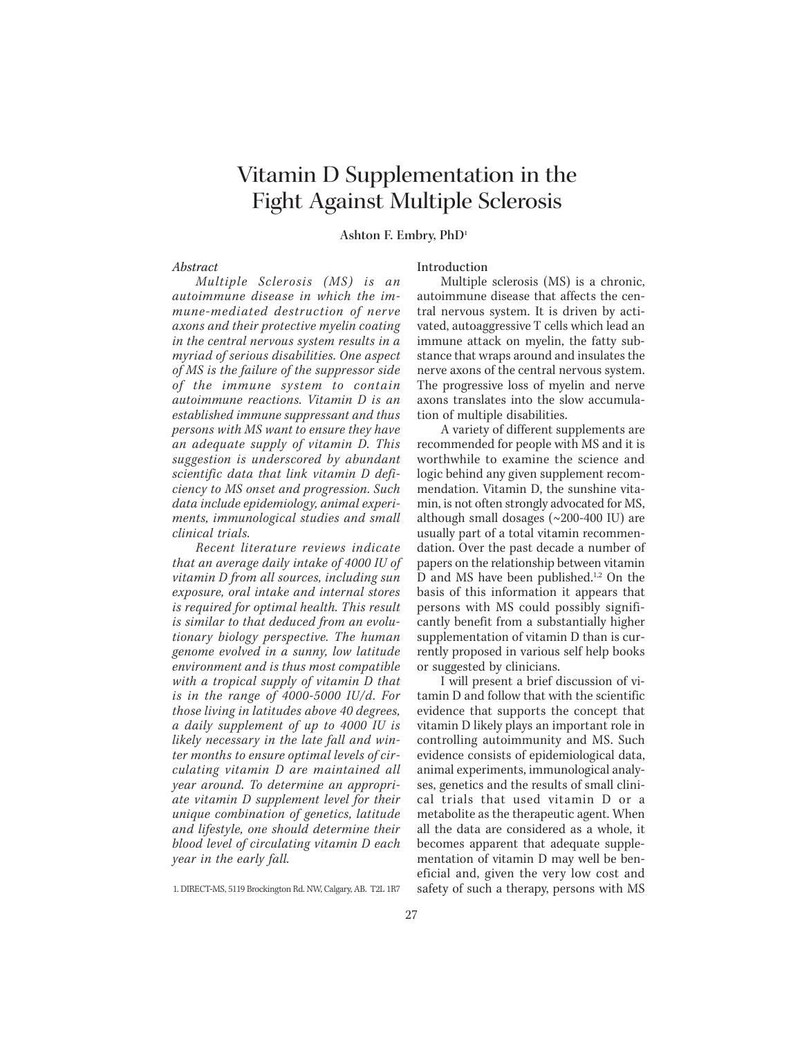#  Vitamin D Supplementation in the Fight Against Multiple Sclerosis

**Ashton F. Embry, PhD**[1]

*Abstract*

*Multiple Sclerosis (MS) is an autoimmune disease in which the immune-mediated destruction of nerve axons and their protective myelin coating in the central nervous system results in a myriad of serious disabilities. One aspect of MS is the failure of the suppressor side of the immune system to contain autoimmune reactions. Vitamin D is an established immune suppressant and thus persons with MS want to ensure they have an adequate supply of vitamin D. This suggestion is underscored by abundant scientific data that link vitamin D deficiency to MS onset and progression. Such data include epidemiology, animal experiments, immunological studies and small clinical trials.*

*Recent literature reviews indicate that an average daily intake of 4000 IU of vitamin D from all sources, including sun exposure, oral intake and internal stores is required for optimal health. This result is similar to that deduced from an evolutionary biology perspective. The human genome evolved in a sunny, low latitude environment and is thus most compatible with a tropical supply of vitamin D that is in the range of 4000-5000 IU/d. For those living in latitudes above 40 degrees, a daily supplement of up to 4000 IU is likely necessary in the late fall and winter months to ensure optimal levels of circulating vitamin D are maintained all year around. To determine an appropriate vitamin D supplement level for their unique combination of genetics, latitude and lifestyle, one should determine their blood level of circulating vitamin D each year in the early fall.*

[1] DIRECT-MS, 5119 Brockington Rd. NW, Calgary, AB. T2L 1R7

## Introduction

Multiple sclerosis (MS) is a chronic, autoimmune disease that affects the central nervous system. It is driven by activated, autoaggressive T cells which lead an immune attack on myelin, the fatty substance that wraps around and insulates the nerve axons of the central nervous system. The progressive loss of myelin and nerve axons translates into the slow accumulation of multiple disabilities.

A variety of different supplements are recommended for people with MS and it is worthwhile to examine the science and logic behind any given supplement recommendation. Vitamin D, the sunshine vitamin, is not often strongly advocated for MS, although small dosages (~200-400 IU) are usually part of a total vitamin recommendation. Over the past decade a number of papers on the relationship between vitamin D and MS have been published.[1,2] On the basis of this information it appears that persons with MS could possibly significantly benefit from a substantially higher supplementation of vitamin D than is currently proposed in various self help books or suggested by clinicians.

I will present a brief discussion of vitamin D and follow that with the scientific evidence that supports the concept that vitamin D likely plays an important role in controlling autoimmunity and MS. Such evidence consists of epidemiological data, animal experiments, immunological analyses, genetics and the results of small clinical trials that used vitamin D or a metabolite as the therapeutic agent. When all the data are considered as a whole, it becomes apparent that adequate supplementation of vitamin D may well be beneficial and, given the very low cost and safety of such a therapy, persons with MS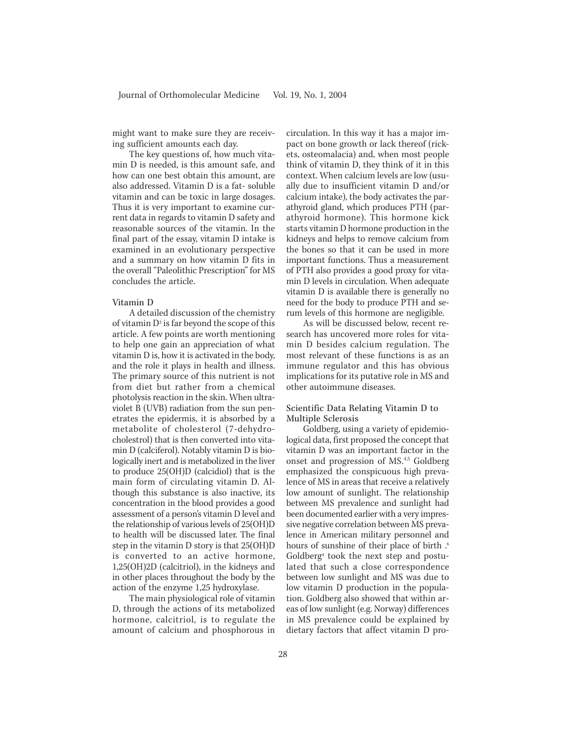might want to make sure they are receiving sufficient amounts each day.

The key questions of, how much vitamin D is needed, is this amount safe, and how can one best obtain this amount, are also addressed. Vitamin D is a fat- soluble vitamin and can be toxic in large dosages. Thus it is very important to examine current data in regards to vitamin D safety and reasonable sources of the vitamin. In the final part of the essay, vitamin D intake is examined in an evolutionary perspective and a summary on how vitamin D fits in the overall "Paleolithic Prescription" for MS concludes the article.

## Vitamin D

A detailed discussion of the chemistry of vitamin $D^3$ is far beyond the scope of this article. A few points are worth mentioning to help one gain an appreciation of what vitamin D is, how it is activated in the body, and the role it plays in health and illness. The primary source of this nutrient is not from diet but rather from a chemical photolysis reaction in the skin. When ultraviolet B (UVB) radiation from the sun penetrates the epidermis, it is absorbed by a metabolite of cholesterol (7-dehydrocholestrol) that is then converted into vitamin D (calciferol). Notably vitamin D is biologically inert and is metabolized in the liver to produce 25(OH)D (calcidiol) that is the main form of circulating vitamin D. Although this substance is also inactive, its concentration in the blood provides a good assessment of a person's vitamin D level and the relationship of various levels of 25(OH)D to health will be discussed later. The final step in the vitamin D story is that 25(OH)D is converted to an active hormone, 1,25(OH)2D (calcitriol), in the kidneys and in other places throughout the body by the action of the enzyme 1,25 hydroxylase.

The main physiological role of vitamin D, through the actions of its metabolized hormone, calcitriol, is to regulate the amount of calcium and phosphorous in circulation. In this way it has a major impact on bone growth or lack thereof (rickets, osteomalacia) and, when most people think of vitamin D, they think of it in this context. When calcium levels are low (usually due to insufficient vitamin D and/or calcium intake), the body activates the parathyroid gland, which produces PTH (parathyroid hormone). This hormone kick starts vitamin D hormone production in the kidneys and helps to remove calcium from the bones so that it can be used in more important functions. Thus a measurement of PTH also provides a good proxy for vitamin D levels in circulation. When adequate vitamin D is available there is generally no need for the body to produce PTH and serum levels of this hormone are negligible.

As will be discussed below, recent research has uncovered more roles for vitamin D besides calcium regulation. The most relevant of these functions is as an immune regulator and this has obvious implications for its putative role in MS and other autoimmune diseases.

## Scientific Data Relating Vitamin D to Multiple Sclerosis

Goldberg, using a variety of epidemiological data, first proposed the concept that vitamin D was an important factor in the onset and progression of MS.[4,5] Goldberg emphasized the conspicuous high prevalence of MS in areas that receive a relatively low amount of sunlight. The relationship between MS prevalence and sunlight had been documented earlier with a very impressive negative correlation between MS prevalence in American military personnel and hours of sunshine of their place of birth .[6] Goldberg[4] took the next step and postulated that such a close correspondence between low sunlight and MS was due to low vitamin D production in the population. Goldberg also showed that within areas of low sunlight (e.g. Norway) differences in MS prevalence could be explained by dietary factors that affect vitamin D pro-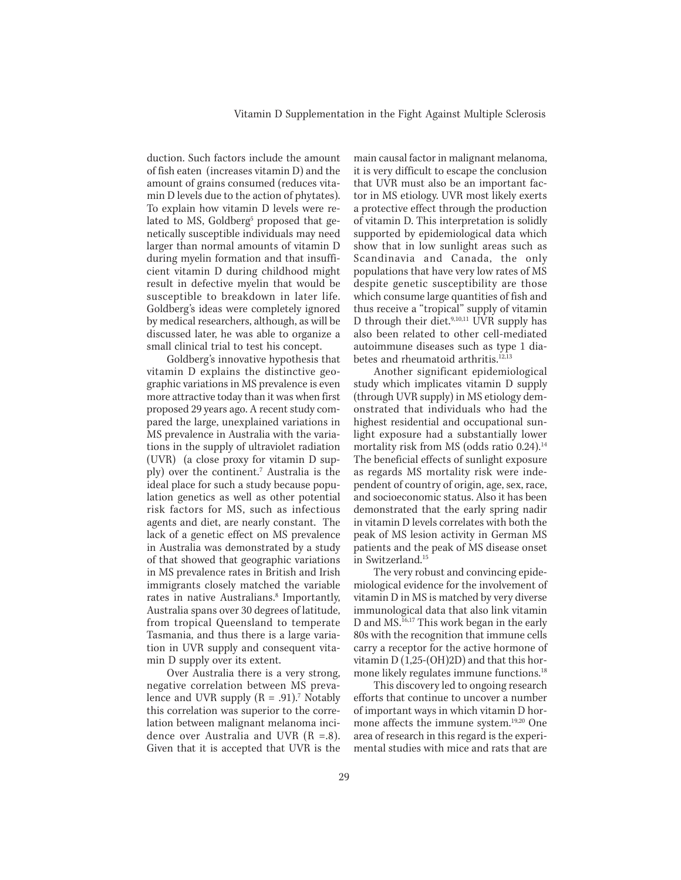duction. Such factors include the amount of fish eaten (increases vitamin D) and the amount of grains consumed (reduces vitamin D levels due to the action of phytates). To explain how vitamin D levels were related to MS, Goldberg[5] proposed that genetically susceptible individuals may need larger than normal amounts of vitamin D during myelin formation and that insufficient vitamin D during childhood might result in defective myelin that would be susceptible to breakdown in later life. Goldberg's ideas were completely ignored by medical researchers, although, as will be discussed later, he was able to organize a small clinical trial to test his concept.

Goldberg's innovative hypothesis that vitamin D explains the distinctive geographic variations in MS prevalence is even more attractive today than it was when first proposed 29 years ago. A recent study compared the large, unexplained variations in MS prevalence in Australia with the variations in the supply of ultraviolet radiation (UVR) (a close proxy for vitamin D supply) over the continent.[7] Australia is the ideal place for such a study because population genetics as well as other potential risk factors for MS, such as infectious agents and diet, are nearly constant. The lack of a genetic effect on MS prevalence in Australia was demonstrated by a study of that showed that geographic variations in MS prevalence rates in British and Irish immigrants closely matched the variable rates in native Australians.[8] Importantly, Australia spans over 30 degrees of latitude, from tropical Queensland to temperate Tasmania, and thus there is a large variation in UVR supply and consequent vitamin D supply over its extent.

Over Australia there is a very strong, negative correlation between MS prevalence and UVR supply ($R = .91$).[7] Notably this correlation was superior to the correlation between malignant melanoma incidence over Australia and UVR ($R = .8$). Given that it is accepted that UVR is the main causal factor in malignant melanoma, it is very difficult to escape the conclusion that UVR must also be an important factor in MS etiology. UVR most likely exerts a protective effect through the production of vitamin D. This interpretation is solidly supported by epidemiological data which show that in low sunlight areas such as Scandinavia and Canada, the only populations that have very low rates of MS despite genetic susceptibility are those which consume large quantities of fish and thus receive a "tropical" supply of vitamin D through their diet.[9,10,11] UVR supply has also been related to other cell-mediated autoimmune diseases such as type 1 diabetes and rheumatoid arthritis.[12,13]

Another significant epidemiological study which implicates vitamin D supply (through UVR supply) in MS etiology demonstrated that individuals who had the highest residential and occupational sunlight exposure had a substantially lower mortality risk from MS (odds ratio 0.24).[14] The beneficial effects of sunlight exposure as regards MS mortality risk were independent of country of origin, age, sex, race, and socioeconomic status. Also it has been demonstrated that the early spring nadir in vitamin D levels correlates with both the peak of MS lesion activity in German MS patients and the peak of MS disease onset in Switzerland.[15]

The very robust and convincing epidemiological evidence for the involvement of vitamin D in MS is matched by very diverse immunological data that also link vitamin D and MS.[16,17] This work began in the early 80s with the recognition that immune cells carry a receptor for the active hormone of vitamin D (1,25-(OH)2D) and that this hormone likely regulates immune functions.[18]

This discovery led to ongoing research efforts that continue to uncover a number of important ways in which vitamin D hormone affects the immune system.[19,20] One area of research in this regard is the experimental studies with mice and rats that are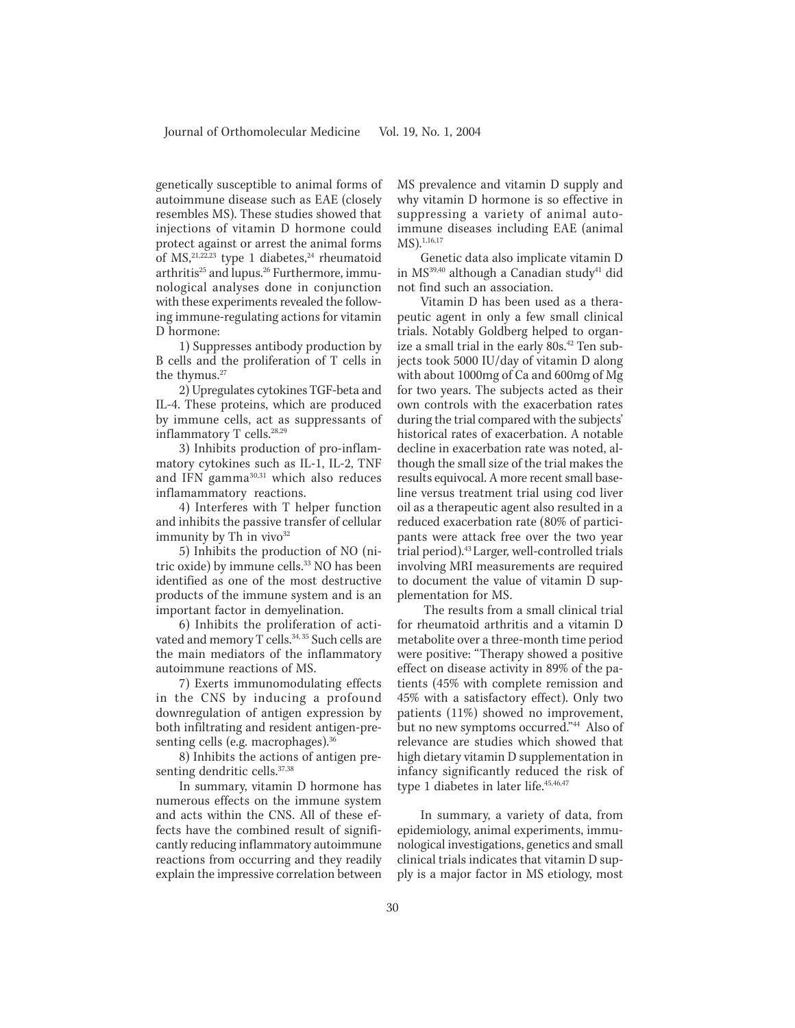genetically susceptible to animal forms of autoimmune disease such as EAE (closely resembles MS). These studies showed that injections of vitamin D hormone could protect against or arrest the animal forms of MS,[21,22,23] type 1 diabetes,[24] rheumatoid arthritis[25] and lupus.[26] Furthermore, immunological analyses done in conjunction with these experiments revealed the following immune-regulating actions for vitamin D hormone:

1) Suppresses antibody production by B cells and the proliferation of T cells in the thymus.[27]

2) Upregulates cytokines TGF-beta and IL-4. These proteins, which are produced by immune cells, act as suppressants of inflammatory T cells.[28,29]

3) Inhibits production of pro-inflammatory cytokines such as IL-1, IL-2, TNF and IFN gamma[30,31] which also reduces inflamammatory reactions.

4) Interferes with T helper function and inhibits the passive transfer of cellular immunity by Th in vivo[32]

5) Inhibits the production of NO (nitric oxide) by immune cells.[33] NO has been identified as one of the most destructive products of the immune system and is an important factor in demyelination.

6) Inhibits the proliferation of activated and memory T cells.[34,35] Such cells are the main mediators of the inflammatory autoimmune reactions of MS.

7) Exerts immunomodulating effects in the CNS by inducing a profound downregulation of antigen expression by both infiltrating and resident antigen-presenting cells (e.g. macrophages).[36]

8) Inhibits the actions of antigen presenting dendritic cells.[37,38]

In summary, vitamin D hormone has numerous effects on the immune system and acts within the CNS. All of these effects have the combined result of significantly reducing inflammatory autoimmune reactions from occurring and they readily explain the impressive correlation between MS prevalence and vitamin D supply and why vitamin D hormone is so effective in suppressing a variety of animal autoimmune diseases including EAE (animal MS).[1,16,17]

Genetic data also implicate vitamin D in MS[39,40] although a Canadian study[41] did not find such an association.

Vitamin D has been used as a therapeutic agent in only a few small clinical trials. Notably Goldberg helped to organize a small trial in the early 80s.[42] Ten subjects took 5000 IU/day of vitamin D along with about 1000mg of Ca and 600mg of Mg for two years. The subjects acted as their own controls with the exacerbation rates during the trial compared with the subjects' historical rates of exacerbation. A notable decline in exacerbation rate was noted, although the small size of the trial makes the results equivocal. A more recent small baseline versus treatment trial using cod liver oil as a therapeutic agent also resulted in a reduced exacerbation rate (80% of participants were attack free over the two year trial period).[43] Larger, well-controlled trials involving MRI measurements are required to document the value of vitamin D supplementation for MS.

The results from a small clinical trial for rheumatoid arthritis and a vitamin D metabolite over a three-month time period were positive: "Therapy showed a positive effect on disease activity in 89% of the patients (45% with complete remission and 45% with a satisfactory effect). Only two patients (11%) showed no improvement, but no new symptoms occurred."[44] Also of relevance are studies which showed that high dietary vitamin D supplementation in infancy significantly reduced the risk of type 1 diabetes in later life.[45,46,47]

In summary, a variety of data, from epidemiology, animal experiments, immunological investigations, genetics and small clinical trials indicates that vitamin D supply is a major factor in MS etiology, most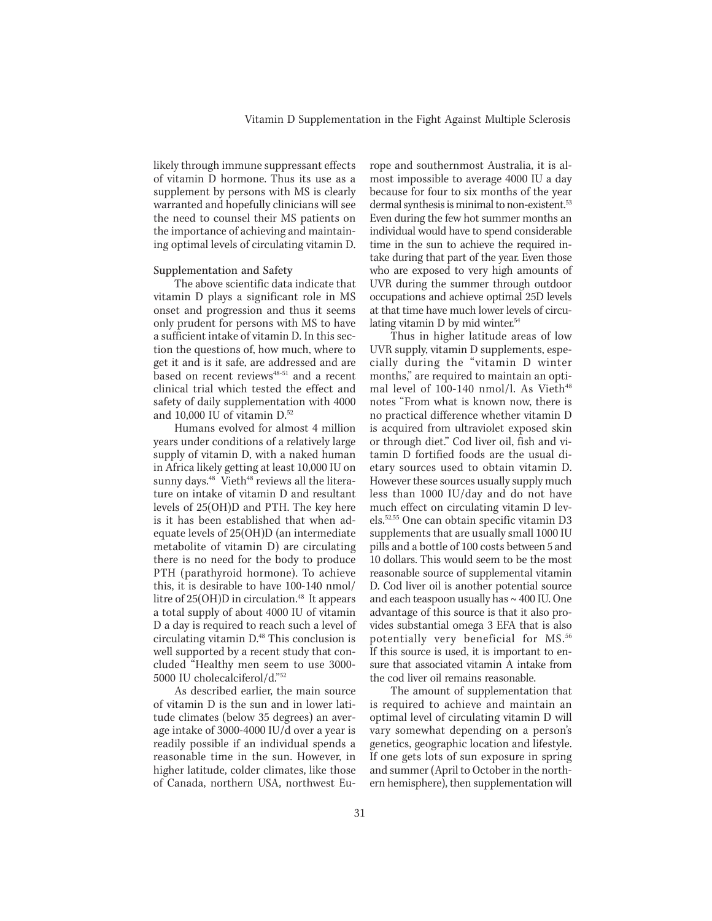likely through immune suppressant effects of vitamin D hormone. Thus its use as a supplement by persons with MS is clearly warranted and hopefully clinicians will see the need to counsel their MS patients on the importance of achieving and maintaining optimal levels of circulating vitamin D.

### Supplementation and Safety

The above scientific data indicate that vitamin D plays a significant role in MS onset and progression and thus it seems only prudent for persons with MS to have a sufficient intake of vitamin D. In this section the questions of, how much, where to get it and is it safe, are addressed and are based on recent reviews[48-51] and a recent clinical trial which tested the effect and safety of daily supplementation with 4000 and 10,000 IU of vitamin D.[52]

Humans evolved for almost 4 million years under conditions of a relatively large supply of vitamin D, with a naked human in Africa likely getting at least 10,000 IU on sunny days.[48] Vieth[48] reviews all the literature on intake of vitamin D and resultant levels of 25(OH)D and PTH. The key here is it has been established that when adequate levels of 25(OH)D (an intermediate metabolite of vitamin D) are circulating there is no need for the body to produce PTH (parathyroid hormone). To achieve this, it is desirable to have 100-140 nmol/litre of 25(OH)D in circulation.[48] It appears a total supply of about 4000 IU of vitamin D a day is required to reach such a level of circulating vitamin D.[48] This conclusion is well supported by a recent study that concluded "Healthy men seem to use 3000-5000 IU cholecalciferol/d."[52]

As described earlier, the main source of vitamin D is the sun and in lower latitude climates (below 35 degrees) an average intake of 3000-4000 IU/d over a year is readily possible if an individual spends a reasonable time in the sun. However, in higher latitude, colder climates, like those of Canada, northern USA, northwest Europe and southernmost Australia, it is almost impossible to average 4000 IU a day because for four to six months of the year dermal synthesis is minimal to non-existent.[53] Even during the few hot summer months an individual would have to spend considerable time in the sun to achieve the required intake during that part of the year. Even those who are exposed to very high amounts of UVR during the summer through outdoor occupations and achieve optimal 25D levels at that time have much lower levels of circulating vitamin D by mid winter.[54]

Thus in higher latitude areas of low UVR supply, vitamin D supplements, especially during the "vitamin D winter months," are required to maintain an optimal level of 100-140 nmol/l. As Vieth[48] notes "From what is known now, there is no practical difference whether vitamin D is acquired from ultraviolet exposed skin or through diet." Cod liver oil, fish and vitamin D fortified foods are the usual dietary sources used to obtain vitamin D. However these sources usually supply much less than 1000 IU/day and do not have much effect on circulating vitamin D levels.[52,55] One can obtain specific vitamin D3 supplements that are usually small 1000 IU pills and a bottle of 100 costs between 5 and 10 dollars. This would seem to be the most reasonable source of supplemental vitamin D. Cod liver oil is another potential source and each teaspoon usually has ~ 400 IU. One advantage of this source is that it also provides substantial omega 3 EFA that is also potentially very beneficial for MS.[56] If this source is used, it is important to ensure that associated vitamin A intake from the cod liver oil remains reasonable.

The amount of supplementation that is required to achieve and maintain an optimal level of circulating vitamin D will vary somewhat depending on a person's genetics, geographic location and lifestyle. If one gets lots of sun exposure in spring and summer (April to October in the northern hemisphere), then supplementation will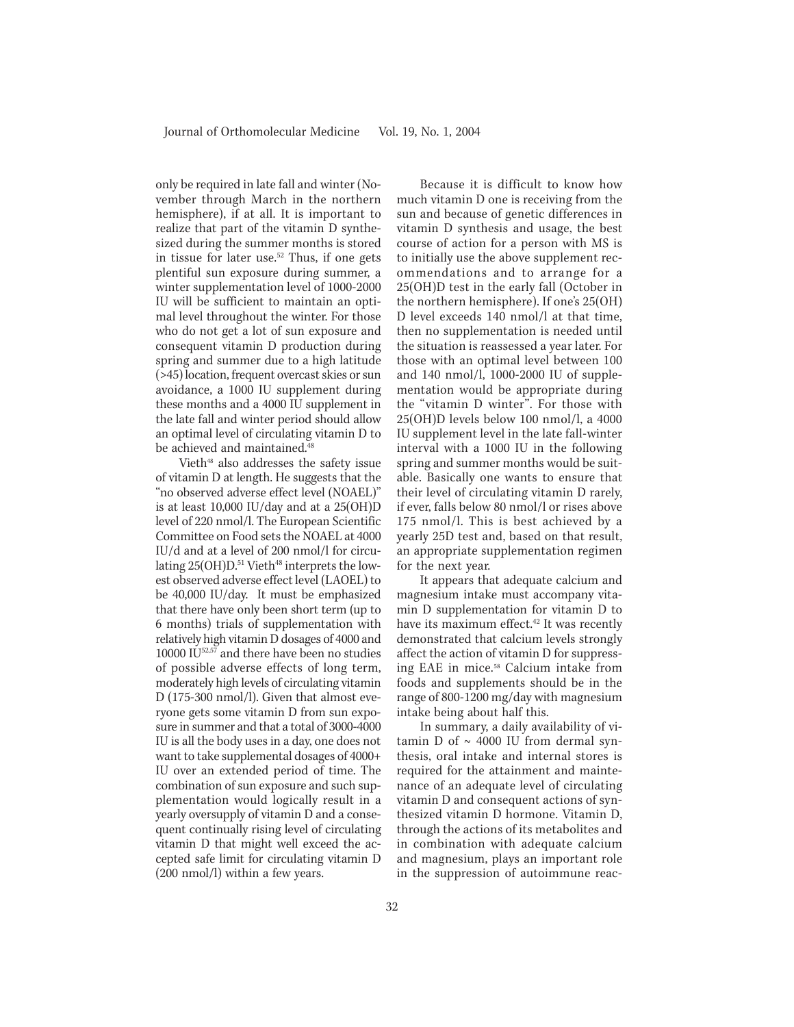only be required in late fall and winter (November through March in the northern hemisphere), if at all. It is important to realize that part of the vitamin D synthesized during the summer months is stored in tissue for later use.[52] Thus, if one gets plentiful sun exposure during summer, a winter supplementation level of 1000-2000 IU will be sufficient to maintain an optimal level throughout the winter. For those who do not get a lot of sun exposure and consequent vitamin D production during spring and summer due to a high latitude (>45) location, frequent overcast skies or sun avoidance, a 1000 IU supplement during these months and a 4000 IU supplement in the late fall and winter period should allow an optimal level of circulating vitamin D to be achieved and maintained.[48]

Vieth[48] also addresses the safety issue of vitamin D at length. He suggests that the "no observed adverse effect level (NOAEL)" is at least 10,000 IU/day and at a 25(OH)D level of 220 nmol/l. The European Scientific Committee on Food sets the NOAEL at 4000 IU/d and at a level of 200 nmol/l for circulating 25(OH)D.[51] Vieth[48] interprets the lowest observed adverse effect level (LAOEL) to be 40,000 IU/day. It must be emphasized that there have only been short term (up to 6 months) trials of supplementation with relatively high vitamin D dosages of 4000 and 10000 IU[52,57] and there have been no studies of possible adverse effects of long term, moderately high levels of circulating vitamin D (175-300 nmol/l). Given that almost everyone gets some vitamin D from sun exposure in summer and that a total of 3000-4000 IU is all the body uses in a day, one does not want to take supplemental dosages of 4000+ IU over an extended period of time. The combination of sun exposure and such supplementation would logically result in a yearly oversupply of vitamin D and a consequent continually rising level of circulating vitamin D that might well exceed the accepted safe limit for circulating vitamin D (200 nmol/l) within a few years.

Because it is difficult to know how much vitamin D one is receiving from the sun and because of genetic differences in vitamin D synthesis and usage, the best course of action for a person with MS is to initially use the above supplement recommendations and to arrange for a 25(OH)D test in the early fall (October in the northern hemisphere). If one's 25(OH) D level exceeds 140 nmol/l at that time, then no supplementation is needed until the situation is reassessed a year later. For those with an optimal level between 100 and 140 nmol/l, 1000-2000 IU of supplementation would be appropriate during the "vitamin D winter". For those with 25(OH)D levels below 100 nmol/l, a 4000 IU supplement level in the late fall-winter interval with a 1000 IU in the following spring and summer months would be suitable. Basically one wants to ensure that their level of circulating vitamin D rarely, if ever, falls below 80 nmol/l or rises above 175 nmol/l. This is best achieved by a yearly 25D test and, based on that result, an appropriate supplementation regimen for the next year.

It appears that adequate calcium and magnesium intake must accompany vitamin D supplementation for vitamin D to have its maximum effect.[42] It was recently demonstrated that calcium levels strongly affect the action of vitamin D for suppressing EAE in mice.[58] Calcium intake from foods and supplements should be in the range of 800-1200 mg/day with magnesium intake being about half this.

In summary, a daily availability of vitamin D of ~ 4000 IU from dermal synthesis, oral intake and internal stores is required for the attainment and maintenance of an adequate level of circulating vitamin D and consequent actions of synthesized vitamin D hormone. Vitamin D, through the actions of its metabolites and in combination with adequate calcium and magnesium, plays an important role in the suppression of autoimmune reac-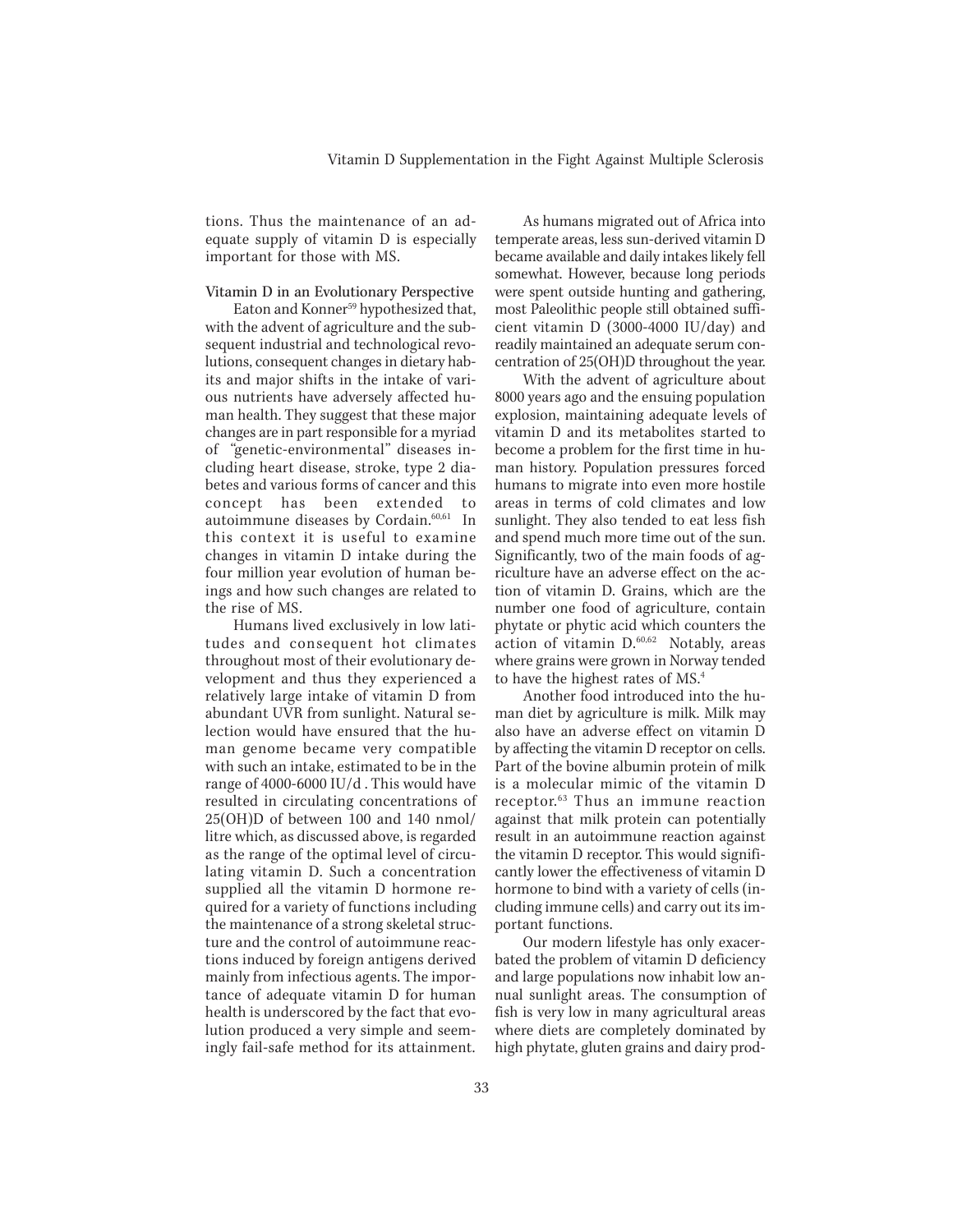tions. Thus the maintenance of an adequate supply of vitamin D is especially important for those with MS.

### Vitamin D in an Evolutionary Perspective

Eaton and Konner[59] hypothesized that, with the advent of agriculture and the subsequent industrial and technological revolutions, consequent changes in dietary habits and major shifts in the intake of various nutrients have adversely affected human health. They suggest that these major changes are in part responsible for a myriad of "genetic-environmental" diseases including heart disease, stroke, type 2 diabetes and various forms of cancer and this concept has been extended to autoimmune diseases by Cordain.[60,61] In this context it is useful to examine changes in vitamin D intake during the four million year evolution of human beings and how such changes are related to the rise of MS.

Humans lived exclusively in low latitudes and consequent hot climates throughout most of their evolutionary development and thus they experienced a relatively large intake of vitamin D from abundant UVR from sunlight. Natural selection would have ensured that the human genome became very compatible with such an intake, estimated to be in the range of 4000-6000 IU/d . This would have resulted in circulating concentrations of 25(OH)D of between 100 and 140 nmol/litre which, as discussed above, is regarded as the range of the optimal level of circulating vitamin D. Such a concentration supplied all the vitamin D hormone required for a variety of functions including the maintenance of a strong skeletal structure and the control of autoimmune reactions induced by foreign antigens derived mainly from infectious agents. The importance of adequate vitamin D for human health is underscored by the fact that evolution produced a very simple and seemingly fail-safe method for its attainment.

As humans migrated out of Africa into temperate areas, less sun-derived vitamin D became available and daily intakes likely fell somewhat. However, because long periods were spent outside hunting and gathering, most Paleolithic people still obtained sufficient vitamin D (3000-4000 IU/day) and readily maintained an adequate serum concentration of 25(OH)D throughout the year.

With the advent of agriculture about 8000 years ago and the ensuing population explosion, maintaining adequate levels of vitamin D and its metabolites started to become a problem for the first time in human history. Population pressures forced humans to migrate into even more hostile areas in terms of cold climates and low sunlight. They also tended to eat less fish and spend much more time out of the sun. Significantly, two of the main foods of agriculture have an adverse effect on the action of vitamin D. Grains, which are the number one food of agriculture, contain phytate or phytic acid which counters the action of vitamin D.[60,62] Notably, areas where grains were grown in Norway tended to have the highest rates of MS.[4]

Another food introduced into the human diet by agriculture is milk. Milk may also have an adverse effect on vitamin D by affecting the vitamin D receptor on cells. Part of the bovine albumin protein of milk is a molecular mimic of the vitamin D receptor.[63] Thus an immune reaction against that milk protein can potentially result in an autoimmune reaction against the vitamin D receptor. This would significantly lower the effectiveness of vitamin D hormone to bind with a variety of cells (including immune cells) and carry out its important functions.

Our modern lifestyle has only exacerbated the problem of vitamin D deficiency and large populations now inhabit low annual sunlight areas. The consumption of fish is very low in many agricultural areas where diets are completely dominated by high phytate, gluten grains and dairy prod-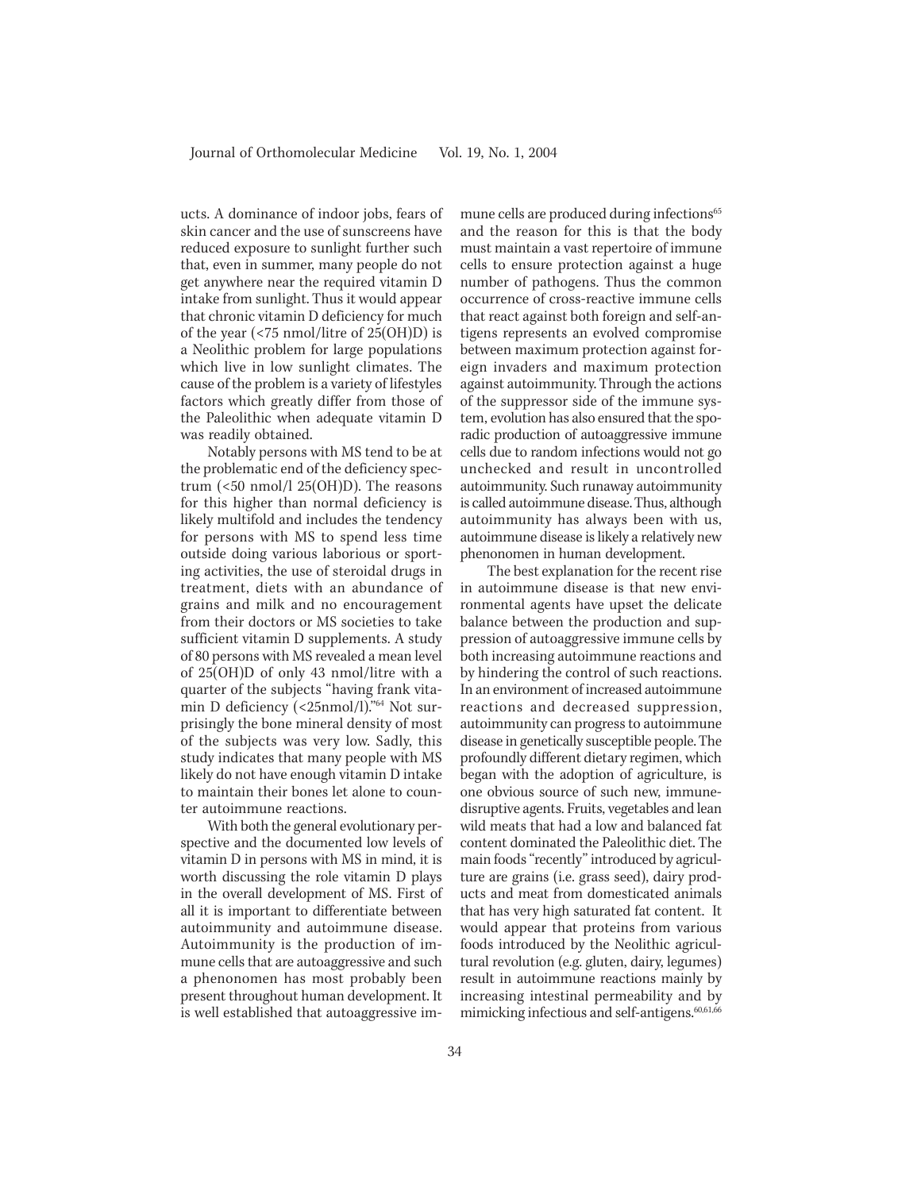ucts. A dominance of indoor jobs, fears of skin cancer and the use of sunscreens have reduced exposure to sunlight further such that, even in summer, many people do not get anywhere near the required vitamin D intake from sunlight. Thus it would appear that chronic vitamin D deficiency for much of the year (<75 nmol/litre of 25(OH)D) is a Neolithic problem for large populations which live in low sunlight climates. The cause of the problem is a variety of lifestyles factors which greatly differ from those of the Paleolithic when adequate vitamin D was readily obtained.

Notably persons with MS tend to be at the problematic end of the deficiency spectrum (<50 nmol/l 25(OH)D). The reasons for this higher than normal deficiency is likely multifold and includes the tendency for persons with MS to spend less time outside doing various laborious or sporting activities, the use of steroidal drugs in treatment, diets with an abundance of grains and milk and no encouragement from their doctors or MS societies to take sufficient vitamin D supplements. A study of 80 persons with MS revealed a mean level of 25(OH)D of only 43 nmol/litre with a quarter of the subjects "having frank vitamin D deficiency (<25nmol/l)."[64] Not surprisingly the bone mineral density of most of the subjects was very low. Sadly, this study indicates that many people with MS likely do not have enough vitamin D intake to maintain their bones let alone to counter autoimmune reactions.

With both the general evolutionary perspective and the documented low levels of vitamin D in persons with MS in mind, it is worth discussing the role vitamin D plays in the overall development of MS. First of all it is important to differentiate between autoimmunity and autoimmune disease. Autoimmunity is the production of immune cells that are autoaggressive and such a phenonomen has most probably been present throughout human development. It is well established that autoaggressive immune cells are produced during infections[65] and the reason for this is that the body must maintain a vast repertoire of immune cells to ensure protection against a huge number of pathogens. Thus the common occurrence of cross-reactive immune cells that react against both foreign and self-antigens represents an evolved compromise between maximum protection against foreign invaders and maximum protection against autoimmunity. Through the actions of the suppressor side of the immune system, evolution has also ensured that the sporadic production of autoaggressive immune cells due to random infections would not go unchecked and result in uncontrolled autoimmunity. Such runaway autoimmunity is called autoimmune disease. Thus, although autoimmunity has always been with us, autoimmune disease is likely a relatively new phenonomen in human development.

The best explanation for the recent rise in autoimmune disease is that new environmental agents have upset the delicate balance between the production and suppression of autoaggressive immune cells by both increasing autoimmune reactions and by hindering the control of such reactions. In an environment of increased autoimmune reactions and decreased suppression, autoimmunity can progress to autoimmune disease in genetically susceptible people. The profoundly different dietary regimen, which began with the adoption of agriculture, is one obvious source of such new, immune-disruptive agents. Fruits, vegetables and lean wild meats that had a low and balanced fat content dominated the Paleolithic diet. The main foods "recently" introduced by agriculture are grains (i.e. grass seed), dairy products and meat from domesticated animals that has very high saturated fat content. It would appear that proteins from various foods introduced by the Neolithic agricultural revolution (e.g. gluten, dairy, legumes) result in autoimmune reactions mainly by increasing intestinal permeability and by mimicking infectious and self-antigens.[60,61,66]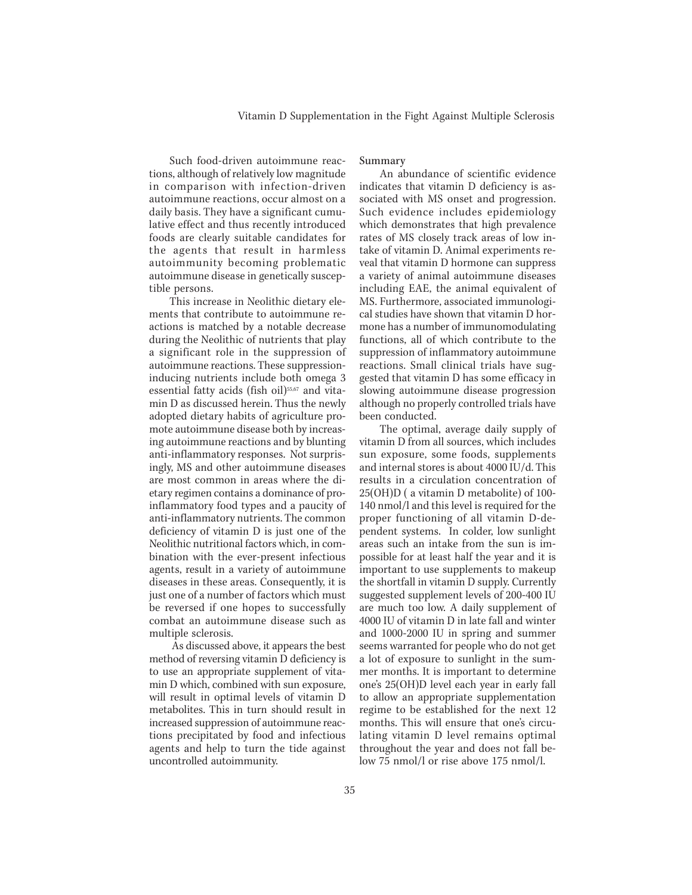Such food-driven autoimmune reactions, although of relatively low magnitude in comparison with infection-driven autoimmune reactions, occur almost on a daily basis. They have a significant cumulative effect and thus recently introduced foods are clearly suitable candidates for the agents that result in harmless autoimmunity becoming problematic autoimmune disease in genetically susceptible persons.

This increase in Neolithic dietary elements that contribute to autoimmune reactions is matched by a notable decrease during the Neolithic of nutrients that play a significant role in the suppression of autoimmune reactions. These suppression-inducing nutrients include both omega 3 essential fatty acids (fish oil)[55,67] and vitamin D as discussed herein. Thus the newly adopted dietary habits of agriculture promote autoimmune disease both by increasing autoimmune reactions and by blunting anti-inflammatory responses. Not surprisingly, MS and other autoimmune diseases are most common in areas where the dietary regimen contains a dominance of pro-inflammatory food types and a paucity of anti-inflammatory nutrients. The common deficiency of vitamin D is just one of the Neolithic nutritional factors which, in combination with the ever-present infectious agents, result in a variety of autoimmune diseases in these areas. Consequently, it is just one of a number of factors which must be reversed if one hopes to successfully combat an autoimmune disease such as multiple sclerosis.

As discussed above, it appears the best method of reversing vitamin D deficiency is to use an appropriate supplement of vitamin D which, combined with sun exposure, will result in optimal levels of vitamin D metabolites. This in turn should result in increased suppression of autoimmune reactions precipitated by food and infectious agents and help to turn the tide against uncontrolled autoimmunity.

## Summary

An abundance of scientific evidence indicates that vitamin D deficiency is associated with MS onset and progression. Such evidence includes epidemiology which demonstrates that high prevalence rates of MS closely track areas of low intake of vitamin D. Animal experiments reveal that vitamin D hormone can suppress a variety of animal autoimmune diseases including EAE, the animal equivalent of MS. Furthermore, associated immunological studies have shown that vitamin D hormone has a number of immunomodulating functions, all of which contribute to the suppression of inflammatory autoimmune reactions. Small clinical trials have suggested that vitamin D has some efficacy in slowing autoimmune disease progression although no properly controlled trials have been conducted.

The optimal, average daily supply of vitamin D from all sources, which includes sun exposure, some foods, supplements and internal stores is about 4000 IU/d. This results in a circulation concentration of 25(OH)D ( a vitamin D metabolite) of 100-140 nmol/l and this level is required for the proper functioning of all vitamin D-dependent systems. In colder, low sunlight areas such an intake from the sun is impossible for at least half the year and it is important to use supplements to makeup the shortfall in vitamin D supply. Currently suggested supplement levels of 200-400 IU are much too low. A daily supplement of 4000 IU of vitamin D in late fall and winter and 1000-2000 IU in spring and summer seems warranted for people who do not get a lot of exposure to sunlight in the summer months. It is important to determine one's 25(OH)D level each year in early fall to allow an appropriate supplementation regime to be established for the next 12 months. This will ensure that one's circulating vitamin D level remains optimal throughout the year and does not fall below 75 nmol/l or rise above 175 nmol/l.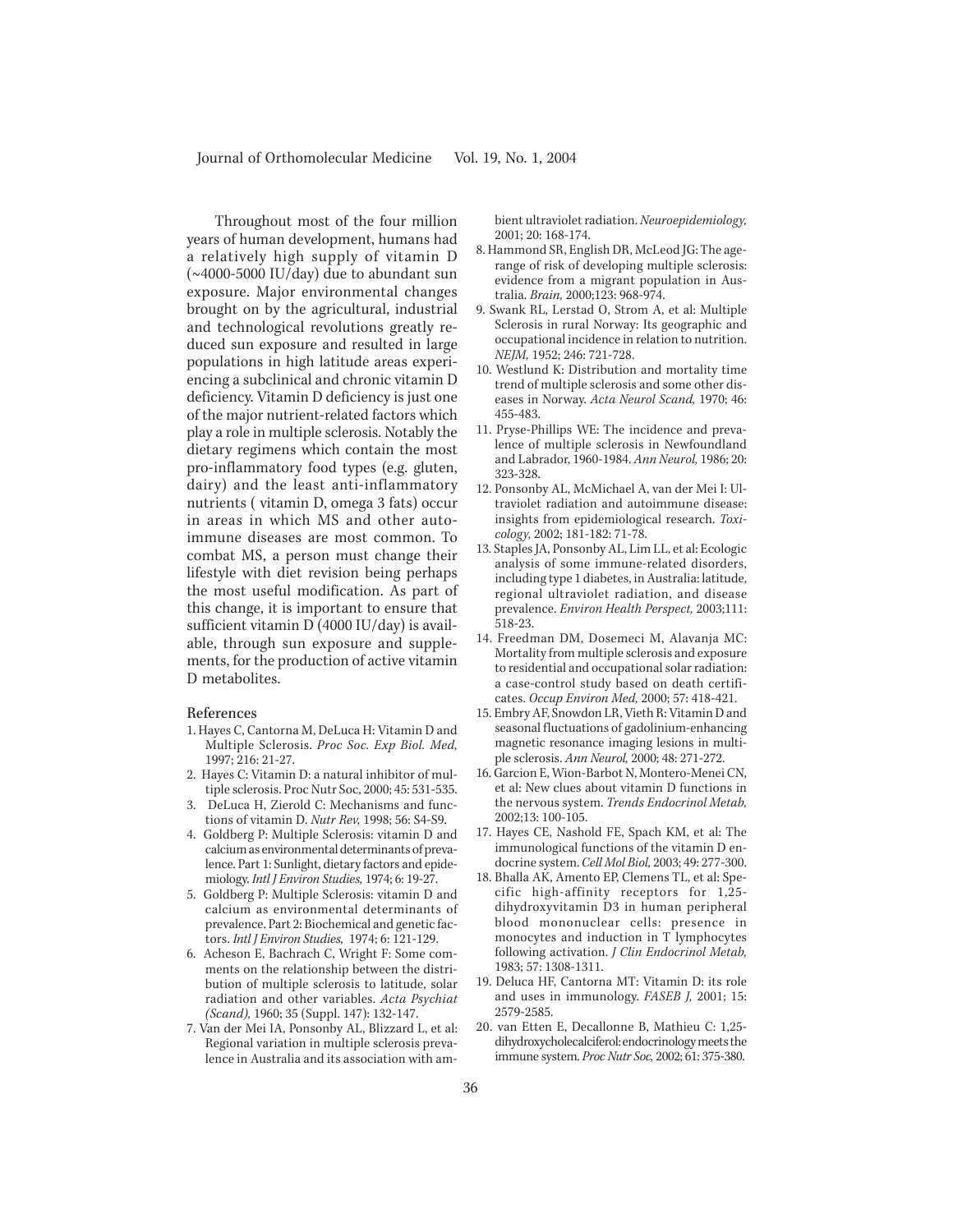Throughout most of the four million years of human development, humans had a relatively high supply of vitamin D (~4000-5000 IU/day) due to abundant sun exposure. Major environmental changes brought on by the agricultural, industrial and technological revolutions greatly reduced sun exposure and resulted in large populations in high latitude areas experiencing a subclinical and chronic vitamin D deficiency. Vitamin D deficiency is just one of the major nutrient-related factors which play a role in multiple sclerosis. Notably the dietary regimens which contain the most pro-inflammatory food types (e.g. gluten, dairy) and the least anti-inflammatory nutrients ( vitamin D, omega 3 fats) occur in areas in which MS and other autoimmune diseases are most common. To combat MS, a person must change their lifestyle with diet revision being perhaps the most useful modification. As part of this change, it is important to ensure that sufficient vitamin D (4000 IU/day) is available, through sun exposure and supplements, for the production of active vitamin D metabolites.

## References

1. Hayes C, Cantorna M, DeLuca H: Vitamin D and Multiple Sclerosis. *Proc Soc. Exp Biol. Med,* 1997; 216: 21-27.
2. Hayes C: Vitamin D: a natural inhibitor of multiple sclerosis. Proc Nutr Soc, 2000; 45: 531-535.
3. DeLuca H, Zierold C: Mechanisms and functions of vitamin D. *Nutr Rev,* 1998; 56: S4-S9.
4. Goldberg P: Multiple Sclerosis: vitamin D and calcium as environmental determinants of prevalence. Part 1: Sunlight, dietary factors and epidemiology. *Intl J Environ Studies,* 1974; 6: 19-27.
5. Goldberg P: Multiple Sclerosis: vitamin D and calcium as environmental determinants of prevalence. Part 2: Biochemical and genetic factors. *Intl J Environ Studies,* 1974; 6: 121-129.
6. Acheson E, Bachrach C, Wright F: Some comments on the relationship between the distribution of multiple sclerosis to latitude, solar radiation and other variables. *Acta Psychiat (Scand),* 1960; 35 (Suppl. 147): 132-147.
7. Van der Mei IA, Ponsonby AL, Blizzard L, et al: Regional variation in multiple sclerosis prevalence in Australia and its association with ambient ultraviolet radiation. *Neuroepidemiology,* 2001; 20: 168-174.
8. Hammond SR, English DR, McLeod JG: The age-range of risk of developing multiple sclerosis: evidence from a migrant population in Australia. *Brain,* 2000;123: 968-974.
9. Swank RL, Lerstad O, Strom A, et al: Multiple Sclerosis in rural Norway: Its geographic and occupational incidence in relation to nutrition. *NEJM,* 1952; 246: 721-728.
10. Westlund K: Distribution and mortality time trend of multiple sclerosis and some other diseases in Norway. *Acta Neurol Scand,* 1970; 46: 455-483.
11. Pryse-Phillips WE: The incidence and prevalence of multiple sclerosis in Newfoundland and Labrador, 1960-1984. *Ann Neurol,* 1986; 20: 323-328.
12. Ponsonby AL, McMichael A, van der Mei I: Ultraviolet radiation and autoimmune disease: insights from epidemiological research. *Toxicology,* 2002; 181-182: 71-78.
13. Staples JA, Ponsonby AL, Lim LL, et al: Ecologic analysis of some immune-related disorders, including type 1 diabetes, in Australia: latitude, regional ultraviolet radiation, and disease prevalence. *Environ Health Perspect,* 2003;111: 518-23.
14. Freedman DM, Dosemeci M, Alavanja MC: Mortality from multiple sclerosis and exposure to residential and occupational solar radiation: a case-control study based on death certificates. *Occup Environ Med,* 2000; 57: 418-421.
15. Embry AF, Snowdon LR, Vieth R: Vitamin D and seasonal fluctuations of gadolinium-enhancing magnetic resonance imaging lesions in multiple sclerosis. *Ann Neurol,* 2000; 48: 271-272.
16. Garcion E, Wion-Barbot N, Montero-Menei CN, et al: New clues about vitamin D functions in the nervous system. *Trends Endocrinol Metab,* 2002;13: 100-105.
17. Hayes CE, Nashold FE, Spach KM, et al: The immunological functions of the vitamin D endocrine system. *Cell Mol Biol,* 2003; 49: 277-300.
18. Bhalla AK, Amento EP, Clemens TL, et al: Specific high-affinity receptors for 1,25-dihydroxyvitamin D3 in human peripheral blood mononuclear cells: presence in monocytes and induction in T lymphocytes following activation. *J Clin Endocrinol Metab,* 1983; 57: 1308-1311.
19. Deluca HF, Cantorna MT: Vitamin D: its role and uses in immunology. *FASEB J,* 2001; 15: 2579-2585.
20. van Etten E, Decallonne B, Mathieu C: 1,25-dihydroxycholecalciferol: endocrinology meets the immune system. *Proc Nutr Soc,* 2002; 61: 375-380.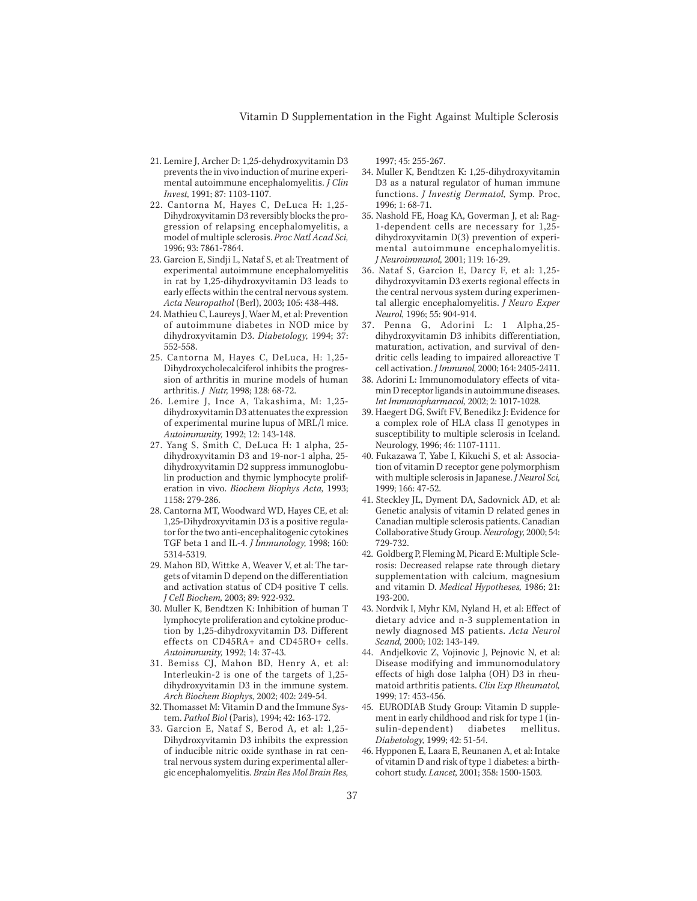21. Lemire J, Archer D: 1,25-dehydroxyvitamin D3 prevents the in vivo induction of murine experimental autoimmune encephalomyelitis. *J Clin Invest,* 1991; 87: 1103-1107.
22. Cantorna M, Hayes C, DeLuca H: 1,25-Dihydroxyvitamin D3 reversibly blocks the progression of relapsing encephalomyelitis, a model of multiple sclerosis. *Proc Natl Acad Sci,* 1996; 93: 7861-7864.
23. Garcion E, Sindji L, Nataf S, et al: Treatment of experimental autoimmune encephalomyelitis in rat by 1,25-dihydroxyvitamin D3 leads to early effects within the central nervous system. *Acta Neuropathol* (Berl), 2003; 105: 438-448.
24. Mathieu C, Laureys J, Waer M, et al: Prevention of autoimmune diabetes in NOD mice by dihydroxyvitamin D3. *Diabetology,* 1994; 37: 552-558.
25. Cantorna M, Hayes C, DeLuca, H: 1,25-Dihydroxycholecalciferol inhibits the progression of arthritis in murine models of human arthritis. *J Nutr,* 1998; 128: 68-72.
26. Lemire J, Ince A, Takashima, M: 1,25-dihydroxyvitamin D3 attenuates the expression of experimental murine lupus of MRL/l mice. *Autoimmunity,* 1992; 12: 143-148.
27. Yang S, Smith C, DeLuca H: 1 alpha, 25-dihydroxyvitamin D3 and 19-nor-1 alpha, 25-dihydroxyvitamin D2 suppress immunoglobulin production and thymic lymphocyte proliferation in vivo. *Biochem Biophys Acta,* 1993; 1158: 279-286.
28. Cantorna MT, Woodward WD, Hayes CE, et al: 1,25-Dihydroxyvitamin D3 is a positive regulator for the two anti-encephalitogenic cytokines TGF beta 1 and IL-4. *J Immunology,* 1998; 160: 5314-5319.
29. Mahon BD, Wittke A, Weaver V, et al: The targets of vitamin D depend on the differentiation and activation status of CD4 positive T cells. *J Cell Biochem,* 2003; 89: 922-932.
30. Muller K, Bendtzen K: Inhibition of human T lymphocyte proliferation and cytokine production by 1,25-dihydroxyvitamin D3. Different effects on CD45RA+ and CD45RO+ cells. *Autoimmunity,* 1992; 14: 37-43.
31. Bemiss CJ, Mahon BD, Henry A, et al: Interleukin-2 is one of the targets of 1,25-dihydroxyvitamin D3 in the immune system. *Arch Biochem Biophys,* 2002; 402: 249-54.
32. Thomasset M: Vitamin D and the Immune System. *Pathol Biol* (Paris), 1994; 42: 163-172.
33. Garcion E, Nataf S, Berod A, et al: 1,25-Dihydroxyvitamin D3 inhibits the expression of inducible nitric oxide synthase in rat central nervous system during experimental allergic encephalomyelitis. *Brain Res Mol Brain Res,* 1997; 45: 255-267.
34. Muller K, Bendtzen K: 1,25-dihydroxyvitamin D3 as a natural regulator of human immune functions. *J Investig Dermatol,* Symp. Proc, 1996; 1: 68-71.
35. Nashold FE, Hoag KA, Goverman J, et al: Rag-1-dependent cells are necessary for 1,25-dihydroxyvitamin D(3) prevention of experimental autoimmune encephalomyelitis. *J Neuroimmunol,* 2001; 119: 16-29.
36. Nataf S, Garcion E, Darcy F, et al: 1,25-dihydroxyvitamin D3 exerts regional effects in the central nervous system during experimental allergic encephalomyelitis. *J Neuro Exper Neurol,* 1996; 55: 904-914.
37. Penna G, Adorini L: 1 Alpha,25-dihydroxyvitamin D3 inhibits differentiation, maturation, activation, and survival of dendritic cells leading to impaired alloreactive T cell activation. *J Immunol,* 2000; 164: 2405-2411.
38. Adorini L: Immunomodulatory effects of vitamin D receptor ligands in autoimmune diseases. *Int Immunopharmacol,* 2002; 2: 1017-1028.
39. Haegert DG, Swift FV, Benedikz J: Evidence for a complex role of HLA class II genotypes in susceptibility to multiple sclerosis in Iceland. Neurology, 1996; 46: 1107-1111.
40. Fukazawa T, Yabe I, Kikuchi S, et al: Association of vitamin D receptor gene polymorphism with multiple sclerosis in Japanese. *J Neurol Sci,* 1999; 166: 47-52.
41. Steckley JL, Dyment DA, Sadovnick AD, et al: Genetic analysis of vitamin D related genes in Canadian multiple sclerosis patients. Canadian Collaborative Study Group. *Neurology,* 2000; 54: 729-732.
42. Goldberg P, Fleming M, Picard E: Multiple Sclerosis: Decreased relapse rate through dietary supplementation with calcium, magnesium and vitamin D. *Medical Hypotheses,* 1986; 21: 193-200.
43. Nordvik I, Myhr KM, Nyland H, et al: Effect of dietary advice and n-3 supplementation in newly diagnosed MS patients. *Acta Neurol Scand,* 2000; 102: 143-149.
44. Andjelkovic Z, Vojinovic J, Pejnovic N, et al: Disease modifying and immunomodulatory effects of high dose 1alpha (OH) D3 in rheumatoid arthritis patients. *Clin Exp Rheumatol,* 1999; 17: 453-456.
45. EURODIAB Study Group: Vitamin D supplement in early childhood and risk for type 1 (insulin-dependent) diabetes mellitus. *Diabetology,* 1999; 42: 51-54.
46. Hypponen E, Laara E, Reunanen A, et al: Intake of vitamin D and risk of type 1 diabetes: a birth-cohort study. *Lancet,* 2001; 358: 1500-1503.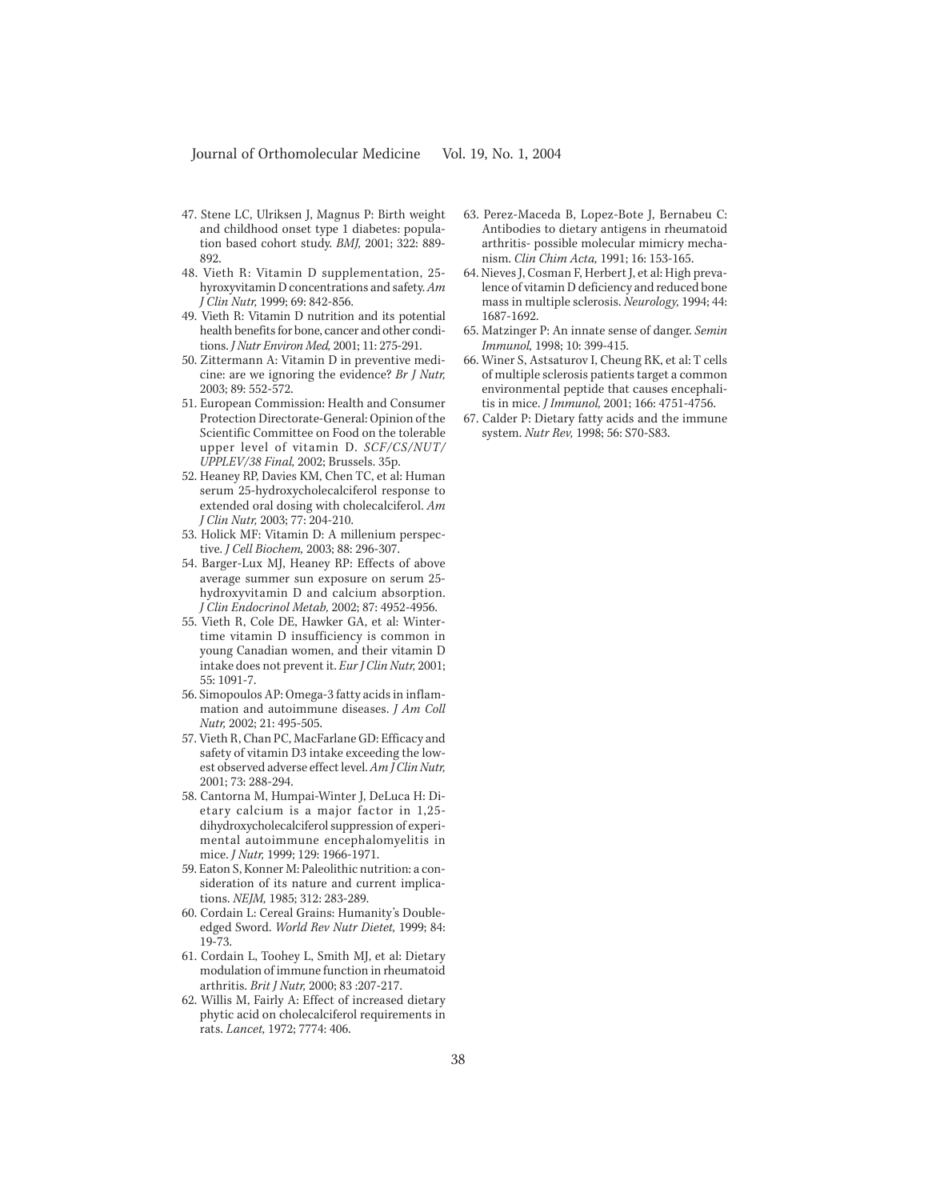47. Stene LC, Ulriksen J, Magnus P: Birth weight and childhood onset type 1 diabetes: population based cohort study. *BMJ,* 2001; 322: 889-892.
48. Vieth R: Vitamin D supplementation, 25-hyroxyvitamin D concentrations and safety. *Am J Clin Nutr,* 1999; 69: 842-856.
49. Vieth R: Vitamin D nutrition and its potential health benefits for bone, cancer and other conditions. *J Nutr Environ Med,* 2001; 11: 275-291.
50. Zittermann A: Vitamin D in preventive medicine: are we ignoring the evidence? *Br J Nutr,* 2003; 89: 552-572.
51. European Commission: Health and Consumer Protection Directorate-General: Opinion of the Scientific Committee on Food on the tolerable upper level of vitamin D. *SCF/CS/NUT/UPPLEV/38 Final,* 2002; Brussels. 35p.
52. Heaney RP, Davies KM, Chen TC, et al: Human serum 25-hydroxycholecalciferol response to extended oral dosing with cholecalciferol. *Am J Clin Nutr,* 2003; 77: 204-210.
53. Holick MF: Vitamin D: A millenium perspective. *J Cell Biochem,* 2003; 88: 296-307.
54. Barger-Lux MJ, Heaney RP: Effects of above average summer sun exposure on serum 25-hydroxyvitamin D and calcium absorption. *J Clin Endocrinol Metab,* 2002; 87: 4952-4956.
55. Vieth R, Cole DE, Hawker GA, et al: Wintertime vitamin D insufficiency is common in young Canadian women, and their vitamin D intake does not prevent it. *Eur J Clin Nutr,* 2001; 55: 1091-7.
56. Simopoulos AP: Omega-3 fatty acids in inflammation and autoimmune diseases. *J Am Coll Nutr,* 2002; 21: 495-505.
57. Vieth R, Chan PC, MacFarlane GD: Efficacy and safety of vitamin D3 intake exceeding the lowest observed adverse effect level. *Am J Clin Nutr,* 2001; 73: 288-294.
58. Cantorna M, Humpai-Winter J, DeLuca H: Dietary calcium is a major factor in 1,25-dihydroxycholecalciferol suppression of experimental autoimmune encephalomyelitis in mice. *J Nutr,* 1999; 129: 1966-1971.
59. Eaton S, Konner M: Paleolithic nutrition: a consideration of its nature and current implications. *NEJM,* 1985; 312: 283-289.
60. Cordain L: Cereal Grains: Humanity's Double-edged Sword. *World Rev Nutr Dietet,* 1999; 84: 19-73.
61. Cordain L, Toohey L, Smith MJ, et al: Dietary modulation of immune function in rheumatoid arthritis. *Brit J Nutr,* 2000; 83 :207-217.
62. Willis M, Fairly A: Effect of increased dietary phytic acid on cholecalciferol requirements in rats. *Lancet,* 1972; 7774: 406.
63. Perez-Maceda B, Lopez-Bote J, Bernabeu C: Antibodies to dietary antigens in rheumatoid arthritis- possible molecular mimicry mechanism. *Clin Chim Acta,* 1991; 16: 153-165.
64. Nieves J, Cosman F, Herbert J, et al: High prevalence of vitamin D deficiency and reduced bone mass in multiple sclerosis. *Neurology,* 1994; 44: 1687-1692.
65. Matzinger P: An innate sense of danger. *Semin Immunol,* 1998; 10: 399-415.
66. Winer S, Astsaturov I, Cheung RK, et al: T cells of multiple sclerosis patients target a common environmental peptide that causes encephalitis in mice. *J Immunol,* 2001; 166: 4751-4756.
67. Calder P: Dietary fatty acids and the immune system. *Nutr Rev,* 1998; 56: S70-S83.